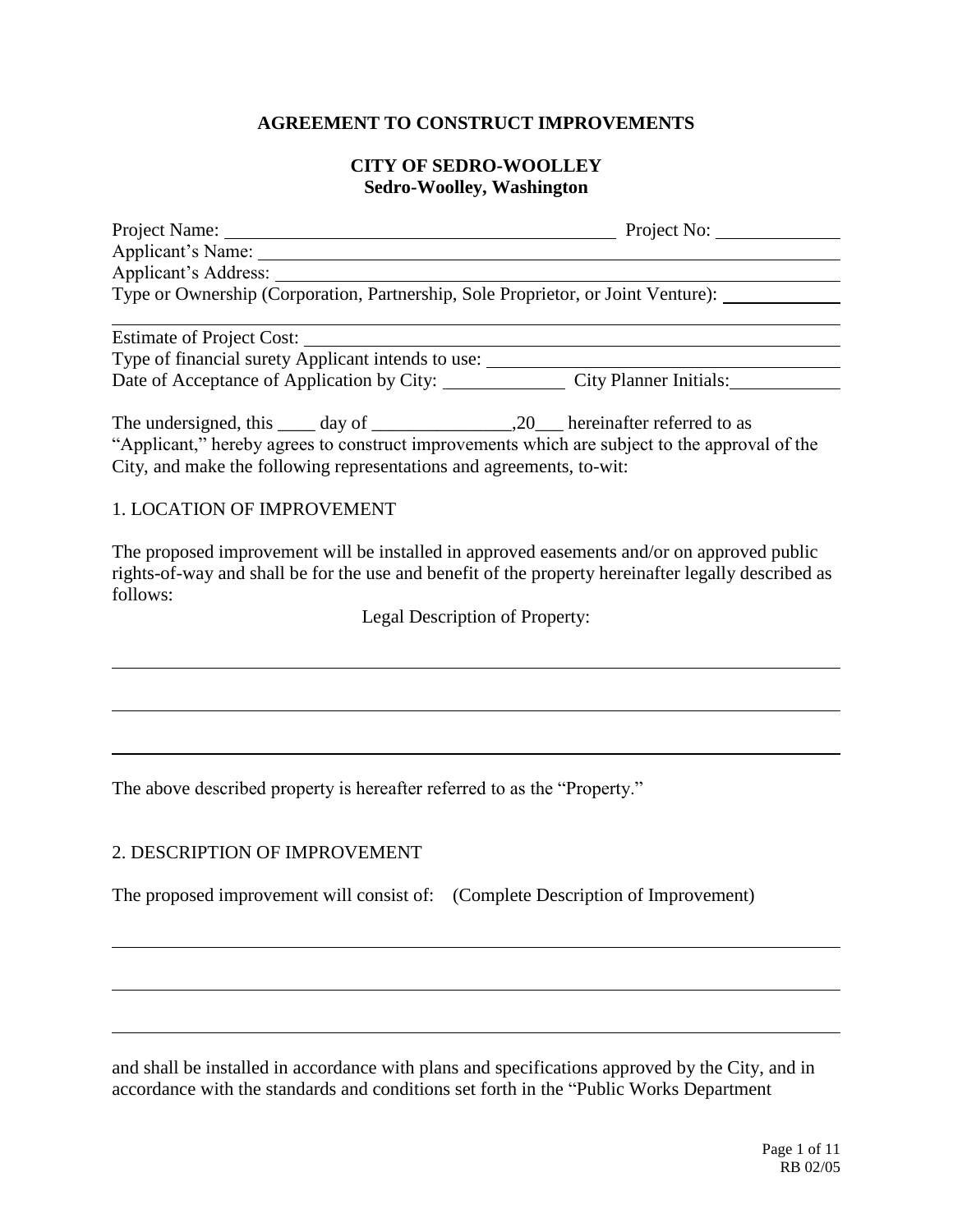# AGREEMENT TO CONSTRUCT IMPROVEMENTS

## CITY OF SEDRO-WOOLLEY
**Sedro-Woolley, Washington**

Project Name: ________________________________________ Project No: ____________
Applicant's Name: ______________________________________________________________
Applicant's Address: ____________________________________________________________
Type or Ownership (Corporation, Partnership, Sole Proprietor, or Joint Venture): ____________
________________________________________________________________________________
Estimate of Project Cost: ________________________________________________________
Type of financial surety Applicant intends to use: __________________________________
Date of Acceptance of Application by City: ____________ City Planner Initials: ___________

The undersigned, this ____ day of _______________,20___ hereinafter referred to as "Applicant," hereby agrees to construct improvements which are subject to the approval of the City, and make the following representations and agreements, to-wit:

1. LOCATION OF IMPROVEMENT

The proposed improvement will be installed in approved easements and/or on approved public rights-of-way and shall be for the use and benefit of the property hereinafter legally described as follows:

Legal Description of Property:

________________________________________________________________________________

________________________________________________________________________________

________________________________________________________________________________

The above described property is hereafter referred to as the "Property."

2. DESCRIPTION OF IMPROVEMENT

The proposed improvement will consist of: (Complete Description of Improvement)

________________________________________________________________________________

________________________________________________________________________________

________________________________________________________________________________

and shall be installed in accordance with plans and specifications approved by the City, and in accordance with the standards and conditions set forth in the "Public Works Department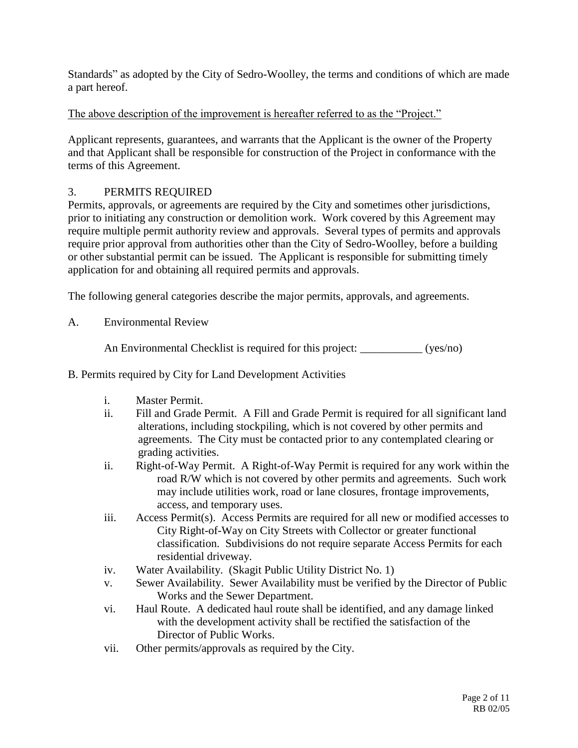Standards" as adopted by the City of Sedro-Woolley, the terms and conditions of which are made a part hereof.

<u>The above description of the improvement is hereafter referred to as the "Project."</u>

Applicant represents, guarantees, and warrants that the Applicant is the owner of the Property and that Applicant shall be responsible for construction of the Project in conformance with the terms of this Agreement.

## 3. PERMITS REQUIRED

Permits, approvals, or agreements are required by the City and sometimes other jurisdictions, prior to initiating any construction or demolition work. Work covered by this Agreement may require multiple permit authority review and approvals. Several types of permits and approvals require prior approval from authorities other than the City of Sedro-Woolley, before a building or other substantial permit can be issued. The Applicant is responsible for submitting timely application for and obtaining all required permits and approvals.

The following general categories describe the major permits, approvals, and agreements.

A. Environmental Review

An Environmental Checklist is required for this project: ___________ (yes/no)

B. Permits required by City for Land Development Activities

- i. Master Permit.
- ii. Fill and Grade Permit. A Fill and Grade Permit is required for all significant land alterations, including stockpiling, which is not covered by other permits and agreements. The City must be contacted prior to any contemplated clearing or grading activities.
- ii. Right-of-Way Permit. A Right-of-Way Permit is required for any work within the road R/W which is not covered by other permits and agreements. Such work may include utilities work, road or lane closures, frontage improvements, access, and temporary uses.
- iii. Access Permit(s). Access Permits are required for all new or modified accesses to City Right-of-Way on City Streets with Collector or greater functional classification. Subdivisions do not require separate Access Permits for each residential driveway.
- iv. Water Availability. (Skagit Public Utility District No. 1)
- v. Sewer Availability. Sewer Availability must be verified by the Director of Public Works and the Sewer Department.
- vi. Haul Route. A dedicated haul route shall be identified, and any damage linked with the development activity shall be rectified the satisfaction of the Director of Public Works.
- vii. Other permits/approvals as required by the City.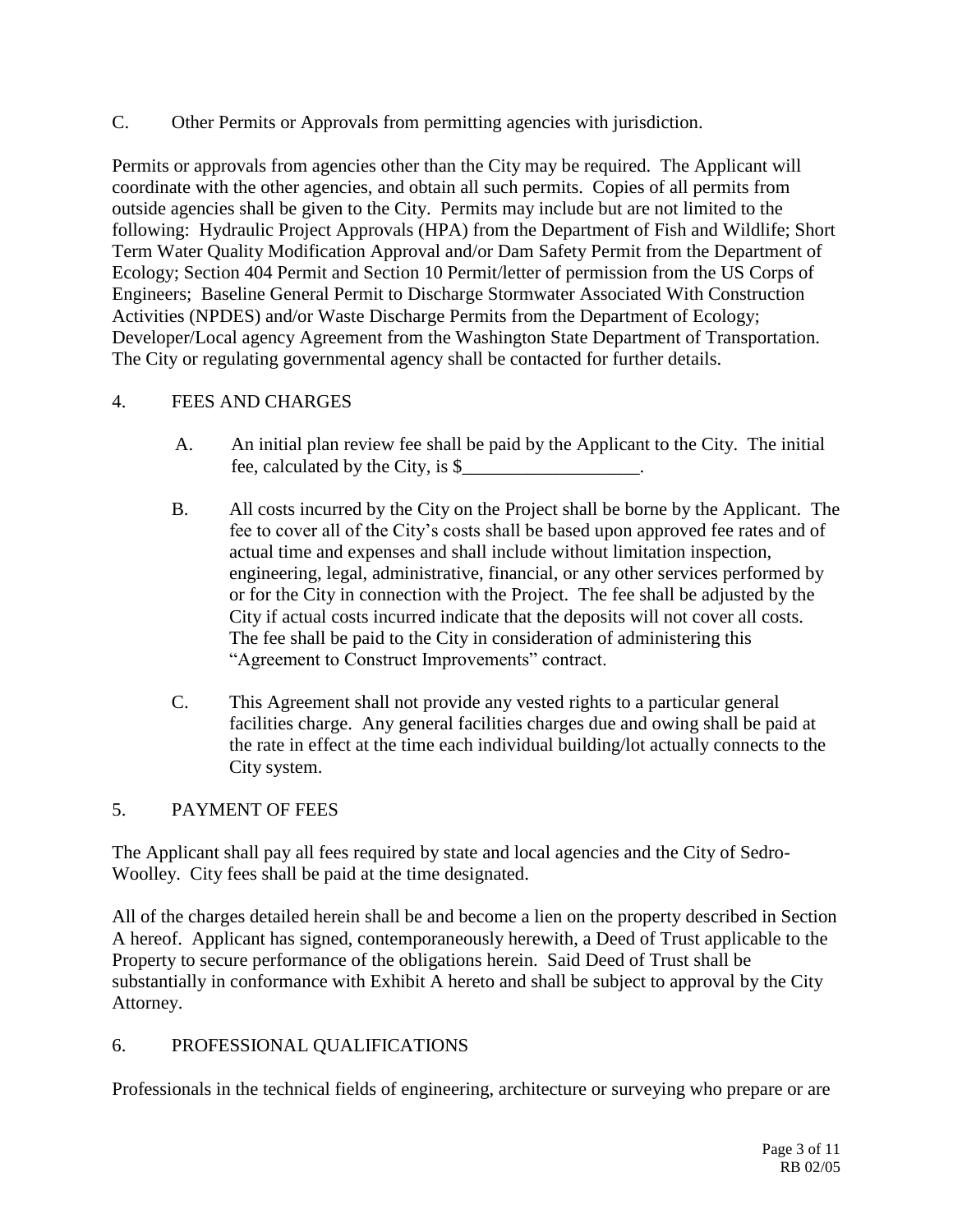C. Other Permits or Approvals from permitting agencies with jurisdiction.

Permits or approvals from agencies other than the City may be required. The Applicant will coordinate with the other agencies, and obtain all such permits. Copies of all permits from outside agencies shall be given to the City. Permits may include but are not limited to the following: Hydraulic Project Approvals (HPA) from the Department of Fish and Wildlife; Short Term Water Quality Modification Approval and/or Dam Safety Permit from the Department of Ecology; Section 404 Permit and Section 10 Permit/letter of permission from the US Corps of Engineers; Baseline General Permit to Discharge Stormwater Associated With Construction Activities (NPDES) and/or Waste Discharge Permits from the Department of Ecology; Developer/Local agency Agreement from the Washington State Department of Transportation. The City or regulating governmental agency shall be contacted for further details.

## 4. FEES AND CHARGES

A. An initial plan review fee shall be paid by the Applicant to the City. The initial fee, calculated by the City, is $___________________.

B. All costs incurred by the City on the Project shall be borne by the Applicant. The fee to cover all of the City's costs shall be based upon approved fee rates and of actual time and expenses and shall include without limitation inspection, engineering, legal, administrative, financial, or any other services performed by or for the City in connection with the Project. The fee shall be adjusted by the City if actual costs incurred indicate that the deposits will not cover all costs. The fee shall be paid to the City in consideration of administering this "Agreement to Construct Improvements" contract.

C. This Agreement shall not provide any vested rights to a particular general facilities charge. Any general facilities charges due and owing shall be paid at the rate in effect at the time each individual building/lot actually connects to the City system.

## 5. PAYMENT OF FEES

The Applicant shall pay all fees required by state and local agencies and the City of Sedro-Woolley. City fees shall be paid at the time designated.

All of the charges detailed herein shall be and become a lien on the property described in Section A hereof. Applicant has signed, contemporaneously herewith, a Deed of Trust applicable to the Property to secure performance of the obligations herein. Said Deed of Trust shall be substantially in conformance with Exhibit A hereto and shall be subject to approval by the City Attorney.

## 6. PROFESSIONAL QUALIFICATIONS

Professionals in the technical fields of engineering, architecture or surveying who prepare or are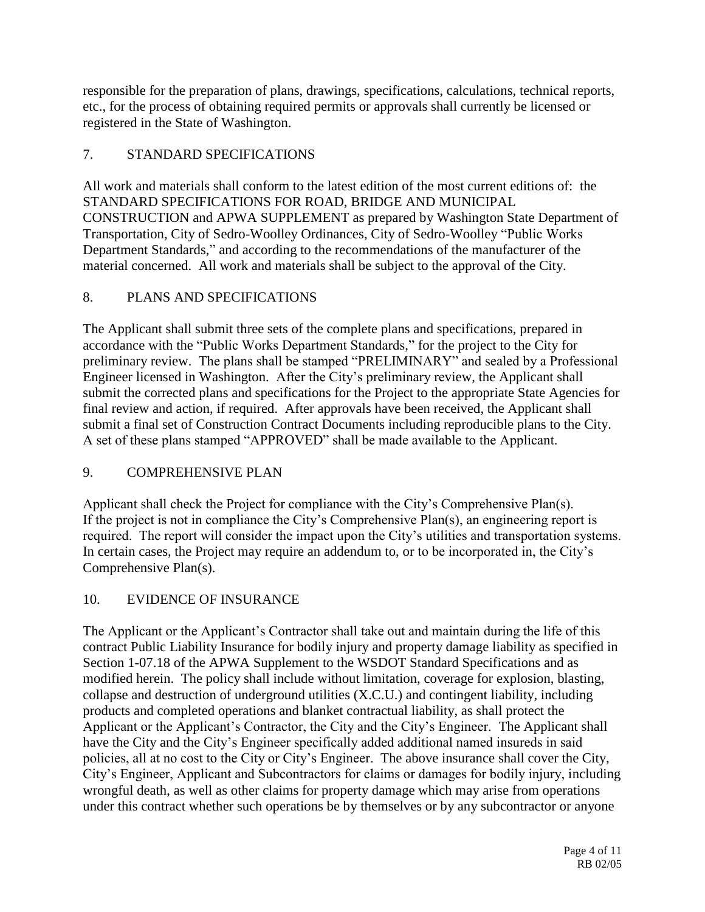responsible for the preparation of plans, drawings, specifications, calculations, technical reports, etc., for the process of obtaining required permits or approvals shall currently be licensed or registered in the State of Washington.

## 7. STANDARD SPECIFICATIONS

All work and materials shall conform to the latest edition of the most current editions of: the STANDARD SPECIFICATIONS FOR ROAD, BRIDGE AND MUNICIPAL CONSTRUCTION and APWA SUPPLEMENT as prepared by Washington State Department of Transportation, City of Sedro-Woolley Ordinances, City of Sedro-Woolley "Public Works Department Standards," and according to the recommendations of the manufacturer of the material concerned. All work and materials shall be subject to the approval of the City.

## 8. PLANS AND SPECIFICATIONS

The Applicant shall submit three sets of the complete plans and specifications, prepared in accordance with the "Public Works Department Standards," for the project to the City for preliminary review. The plans shall be stamped "PRELIMINARY" and sealed by a Professional Engineer licensed in Washington. After the City's preliminary review, the Applicant shall submit the corrected plans and specifications for the Project to the appropriate State Agencies for final review and action, if required. After approvals have been received, the Applicant shall submit a final set of Construction Contract Documents including reproducible plans to the City. A set of these plans stamped "APPROVED" shall be made available to the Applicant.

## 9. COMPREHENSIVE PLAN

Applicant shall check the Project for compliance with the City's Comprehensive Plan(s). If the project is not in compliance the City's Comprehensive Plan(s), an engineering report is required. The report will consider the impact upon the City's utilities and transportation systems. In certain cases, the Project may require an addendum to, or to be incorporated in, the City's Comprehensive Plan(s).

## 10. EVIDENCE OF INSURANCE

The Applicant or the Applicant's Contractor shall take out and maintain during the life of this contract Public Liability Insurance for bodily injury and property damage liability as specified in Section 1-07.18 of the APWA Supplement to the WSDOT Standard Specifications and as modified herein. The policy shall include without limitation, coverage for explosion, blasting, collapse and destruction of underground utilities (X.C.U.) and contingent liability, including products and completed operations and blanket contractual liability, as shall protect the Applicant or the Applicant's Contractor, the City and the City's Engineer. The Applicant shall have the City and the City's Engineer specifically added additional named insureds in said policies, all at no cost to the City or City's Engineer. The above insurance shall cover the City, City's Engineer, Applicant and Subcontractors for claims or damages for bodily injury, including wrongful death, as well as other claims for property damage which may arise from operations under this contract whether such operations be by themselves or by any subcontractor or anyone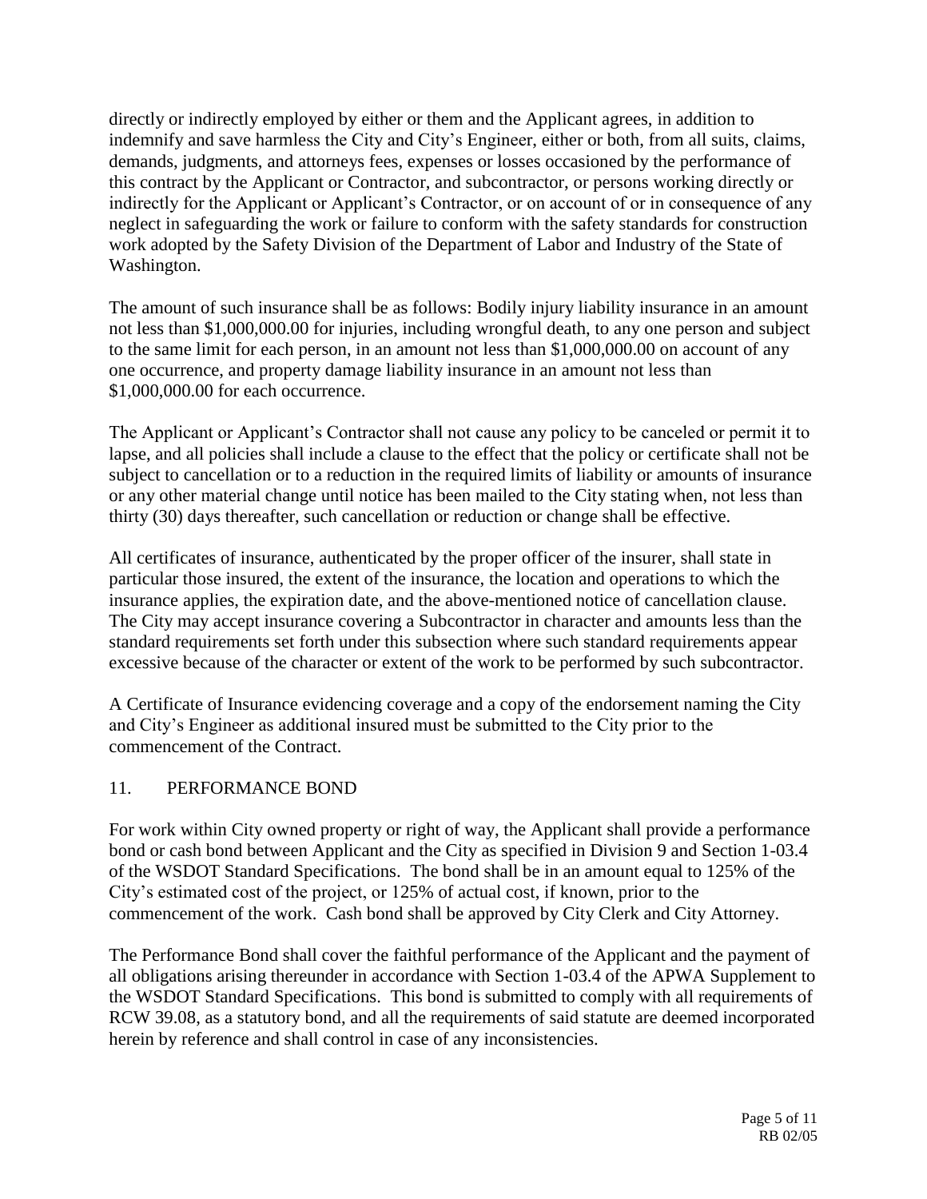directly or indirectly employed by either or them and the Applicant agrees, in addition to indemnify and save harmless the City and City's Engineer, either or both, from all suits, claims, demands, judgments, and attorneys fees, expenses or losses occasioned by the performance of this contract by the Applicant or Contractor, and subcontractor, or persons working directly or indirectly for the Applicant or Applicant's Contractor, or on account of or in consequence of any neglect in safeguarding the work or failure to conform with the safety standards for construction work adopted by the Safety Division of the Department of Labor and Industry of the State of Washington.

The amount of such insurance shall be as follows: Bodily injury liability insurance in an amount not less than $1,000,000.00 for injuries, including wrongful death, to any one person and subject to the same limit for each person, in an amount not less than $1,000,000.00 on account of any one occurrence, and property damage liability insurance in an amount not less than $1,000,000.00 for each occurrence.

The Applicant or Applicant's Contractor shall not cause any policy to be canceled or permit it to lapse, and all policies shall include a clause to the effect that the policy or certificate shall not be subject to cancellation or to a reduction in the required limits of liability or amounts of insurance or any other material change until notice has been mailed to the City stating when, not less than thirty (30) days thereafter, such cancellation or reduction or change shall be effective.

All certificates of insurance, authenticated by the proper officer of the insurer, shall state in particular those insured, the extent of the insurance, the location and operations to which the insurance applies, the expiration date, and the above-mentioned notice of cancellation clause. The City may accept insurance covering a Subcontractor in character and amounts less than the standard requirements set forth under this subsection where such standard requirements appear excessive because of the character or extent of the work to be performed by such subcontractor.

A Certificate of Insurance evidencing coverage and a copy of the endorsement naming the City and City's Engineer as additional insured must be submitted to the City prior to the commencement of the Contract.

## 11. PERFORMANCE BOND

For work within City owned property or right of way, the Applicant shall provide a performance bond or cash bond between Applicant and the City as specified in Division 9 and Section 1-03.4 of the WSDOT Standard Specifications. The bond shall be in an amount equal to 125% of the City's estimated cost of the project, or 125% of actual cost, if known, prior to the commencement of the work. Cash bond shall be approved by City Clerk and City Attorney.

The Performance Bond shall cover the faithful performance of the Applicant and the payment of all obligations arising thereunder in accordance with Section 1-03.4 of the APWA Supplement to the WSDOT Standard Specifications. This bond is submitted to comply with all requirements of RCW 39.08, as a statutory bond, and all the requirements of said statute are deemed incorporated herein by reference and shall control in case of any inconsistencies.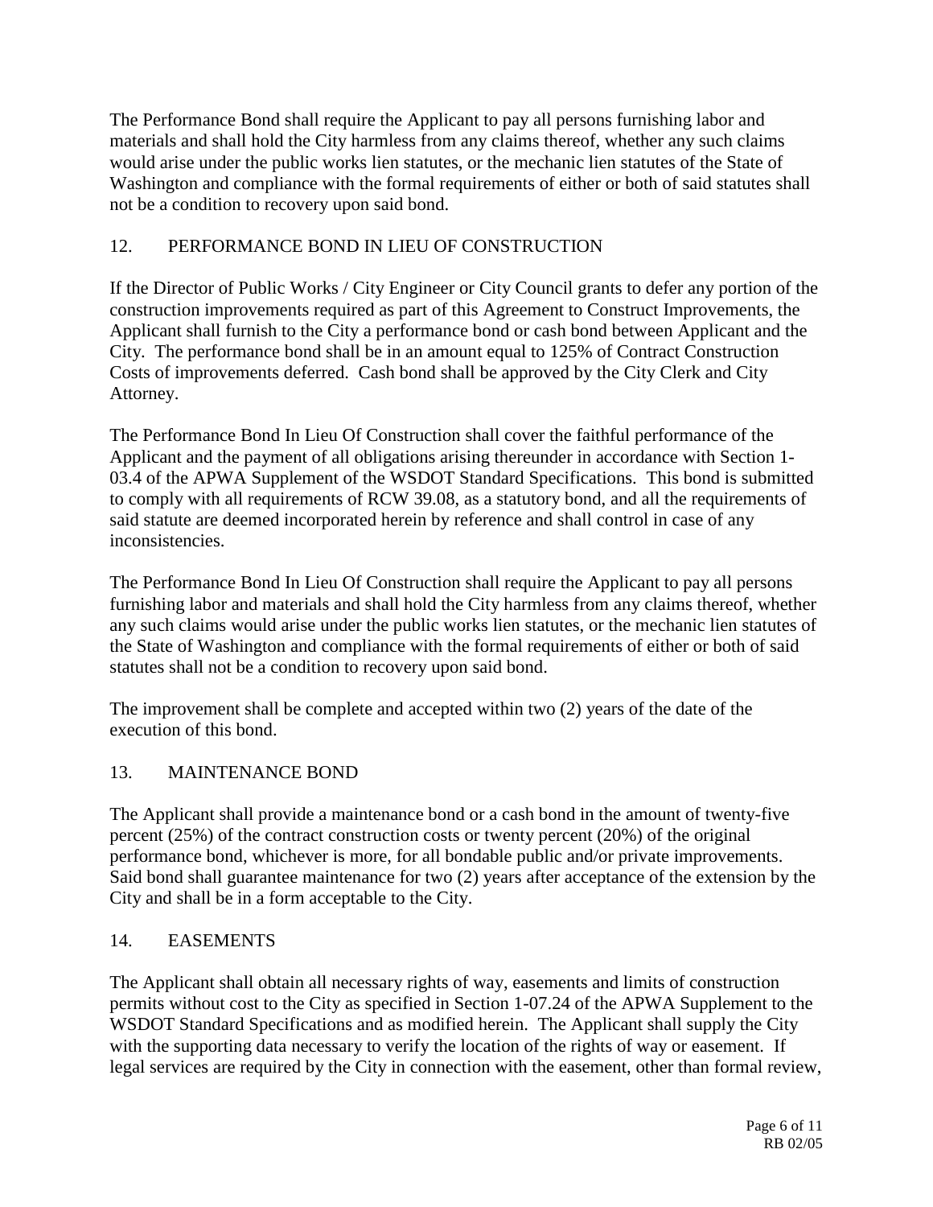The Performance Bond shall require the Applicant to pay all persons furnishing labor and materials and shall hold the City harmless from any claims thereof, whether any such claims would arise under the public works lien statutes, or the mechanic lien statutes of the State of Washington and compliance with the formal requirements of either or both of said statutes shall not be a condition to recovery upon said bond.

## 12. PERFORMANCE BOND IN LIEU OF CONSTRUCTION

If the Director of Public Works / City Engineer or City Council grants to defer any portion of the construction improvements required as part of this Agreement to Construct Improvements, the Applicant shall furnish to the City a performance bond or cash bond between Applicant and the City. The performance bond shall be in an amount equal to 125% of Contract Construction Costs of improvements deferred. Cash bond shall be approved by the City Clerk and City Attorney.

The Performance Bond In Lieu Of Construction shall cover the faithful performance of the Applicant and the payment of all obligations arising thereunder in accordance with Section 1-03.4 of the APWA Supplement of the WSDOT Standard Specifications. This bond is submitted to comply with all requirements of RCW 39.08, as a statutory bond, and all the requirements of said statute are deemed incorporated herein by reference and shall control in case of any inconsistencies.

The Performance Bond In Lieu Of Construction shall require the Applicant to pay all persons furnishing labor and materials and shall hold the City harmless from any claims thereof, whether any such claims would arise under the public works lien statutes, or the mechanic lien statutes of the State of Washington and compliance with the formal requirements of either or both of said statutes shall not be a condition to recovery upon said bond.

The improvement shall be complete and accepted within two (2) years of the date of the execution of this bond.

## 13. MAINTENANCE BOND

The Applicant shall provide a maintenance bond or a cash bond in the amount of twenty-five percent (25%) of the contract construction costs or twenty percent (20%) of the original performance bond, whichever is more, for all bondable public and/or private improvements. Said bond shall guarantee maintenance for two (2) years after acceptance of the extension by the City and shall be in a form acceptable to the City.

## 14. EASEMENTS

The Applicant shall obtain all necessary rights of way, easements and limits of construction permits without cost to the City as specified in Section 1-07.24 of the APWA Supplement to the WSDOT Standard Specifications and as modified herein. The Applicant shall supply the City with the supporting data necessary to verify the location of the rights of way or easement. If legal services are required by the City in connection with the easement, other than formal review,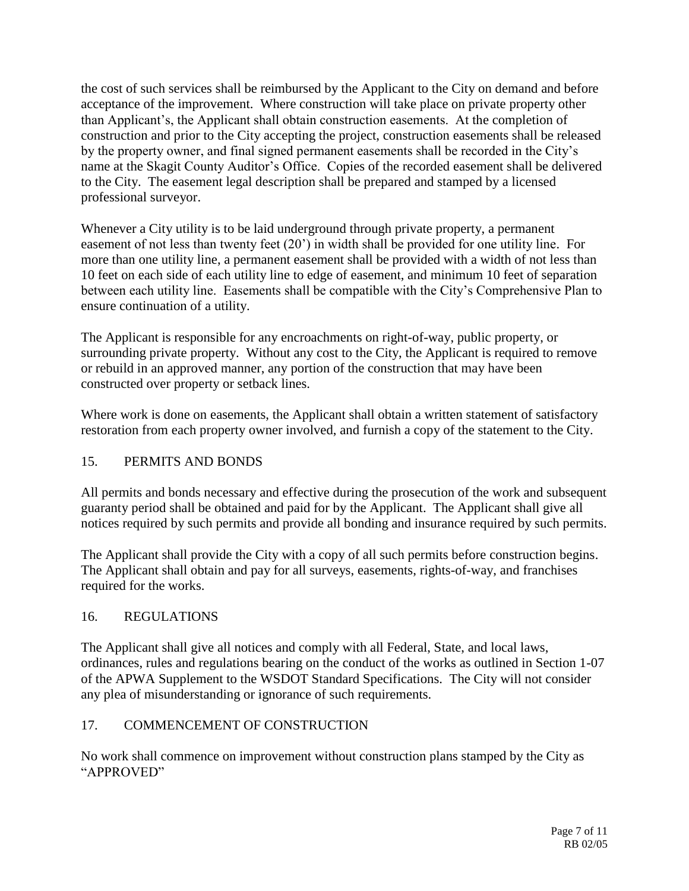the cost of such services shall be reimbursed by the Applicant to the City on demand and before acceptance of the improvement. Where construction will take place on private property other than Applicant's, the Applicant shall obtain construction easements. At the completion of construction and prior to the City accepting the project, construction easements shall be released by the property owner, and final signed permanent easements shall be recorded in the City's name at the Skagit County Auditor's Office. Copies of the recorded easement shall be delivered to the City. The easement legal description shall be prepared and stamped by a licensed professional surveyor.

Whenever a City utility is to be laid underground through private property, a permanent easement of not less than twenty feet (20') in width shall be provided for one utility line. For more than one utility line, a permanent easement shall be provided with a width of not less than 10 feet on each side of each utility line to edge of easement, and minimum 10 feet of separation between each utility line. Easements shall be compatible with the City's Comprehensive Plan to ensure continuation of a utility.

The Applicant is responsible for any encroachments on right-of-way, public property, or surrounding private property. Without any cost to the City, the Applicant is required to remove or rebuild in an approved manner, any portion of the construction that may have been constructed over property or setback lines.

Where work is done on easements, the Applicant shall obtain a written statement of satisfactory restoration from each property owner involved, and furnish a copy of the statement to the City.

## 15. PERMITS AND BONDS

All permits and bonds necessary and effective during the prosecution of the work and subsequent guaranty period shall be obtained and paid for by the Applicant. The Applicant shall give all notices required by such permits and provide all bonding and insurance required by such permits.

The Applicant shall provide the City with a copy of all such permits before construction begins. The Applicant shall obtain and pay for all surveys, easements, rights-of-way, and franchises required for the works.

## 16. REGULATIONS

The Applicant shall give all notices and comply with all Federal, State, and local laws, ordinances, rules and regulations bearing on the conduct of the works as outlined in Section 1-07 of the APWA Supplement to the WSDOT Standard Specifications. The City will not consider any plea of misunderstanding or ignorance of such requirements.

## 17. COMMENCEMENT OF CONSTRUCTION

No work shall commence on improvement without construction plans stamped by the City as "APPROVED"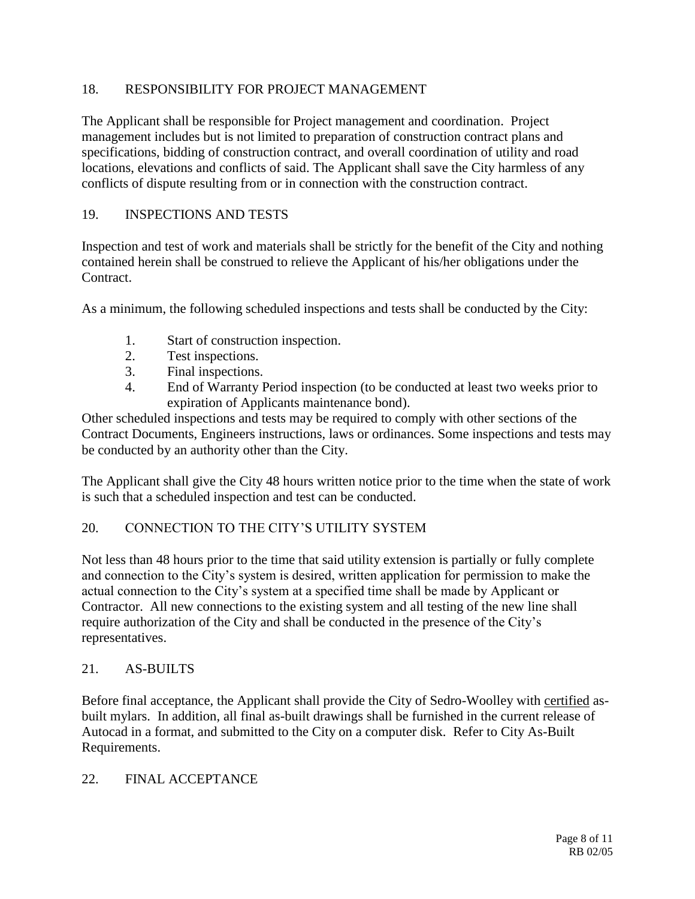## 18. RESPONSIBILITY FOR PROJECT MANAGEMENT

The Applicant shall be responsible for Project management and coordination. Project management includes but is not limited to preparation of construction contract plans and specifications, bidding of construction contract, and overall coordination of utility and road locations, elevations and conflicts of said. The Applicant shall save the City harmless of any conflicts of dispute resulting from or in connection with the construction contract.

## 19. INSPECTIONS AND TESTS

Inspection and test of work and materials shall be strictly for the benefit of the City and nothing contained herein shall be construed to relieve the Applicant of his/her obligations under the Contract.

As a minimum, the following scheduled inspections and tests shall be conducted by the City:

1. Start of construction inspection.
2. Test inspections.
3. Final inspections.
4. End of Warranty Period inspection (to be conducted at least two weeks prior to expiration of Applicants maintenance bond).

Other scheduled inspections and tests may be required to comply with other sections of the Contract Documents, Engineers instructions, laws or ordinances. Some inspections and tests may be conducted by an authority other than the City.

The Applicant shall give the City 48 hours written notice prior to the time when the state of work is such that a scheduled inspection and test can be conducted.

## 20. CONNECTION TO THE CITY'S UTILITY SYSTEM

Not less than 48 hours prior to the time that said utility extension is partially or fully complete and connection to the City's system is desired, written application for permission to make the actual connection to the City's system at a specified time shall be made by Applicant or Contractor. All new connections to the existing system and all testing of the new line shall require authorization of the City and shall be conducted in the presence of the City's representatives.

## 21. AS-BUILTS

Before final acceptance, the Applicant shall provide the City of Sedro-Woolley with <u>certified</u> as-built mylars. In addition, all final as-built drawings shall be furnished in the current release of Autocad in a format, and submitted to the City on a computer disk. Refer to City As-Built Requirements.

## 22. FINAL ACCEPTANCE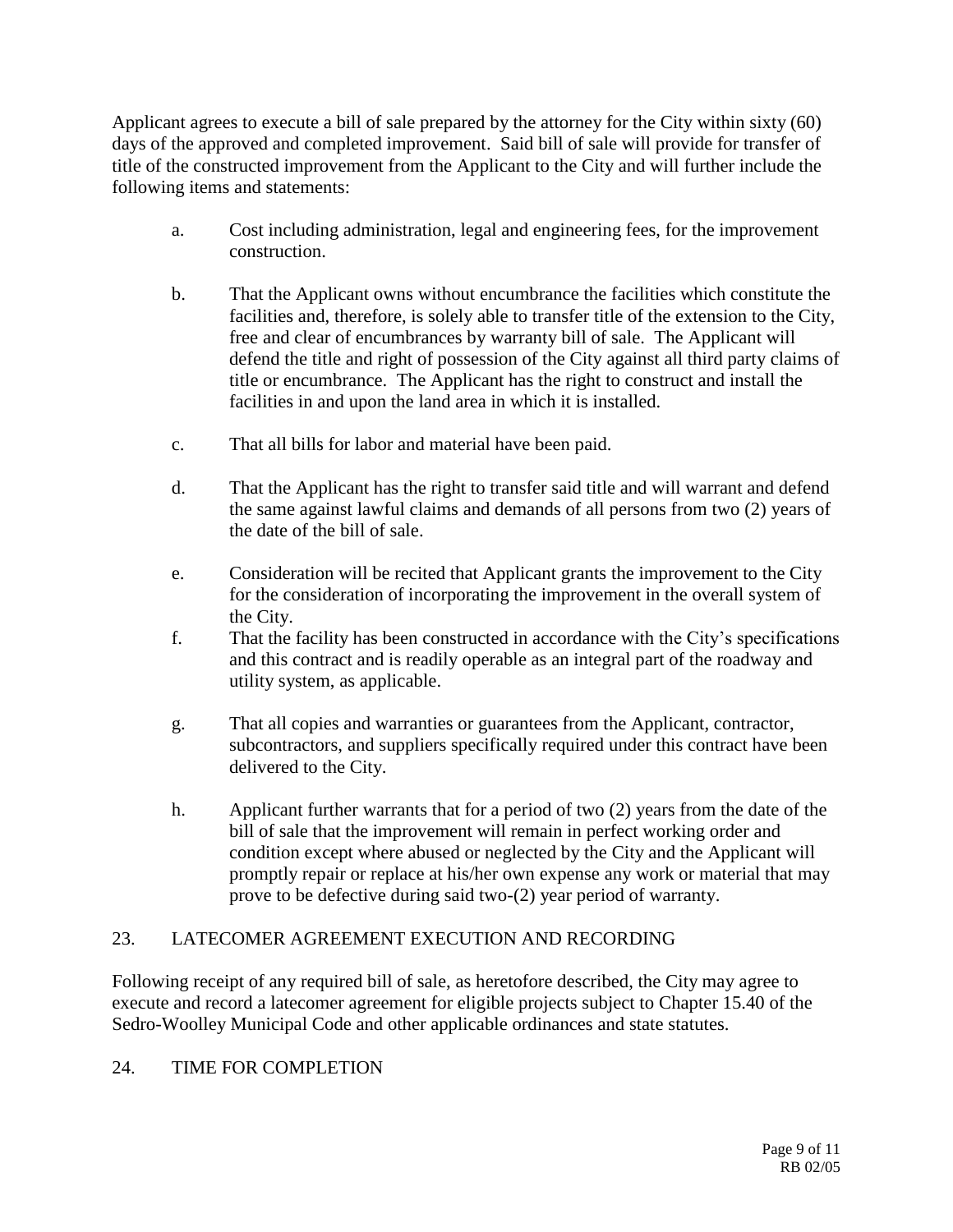Applicant agrees to execute a bill of sale prepared by the attorney for the City within sixty (60) days of the approved and completed improvement. Said bill of sale will provide for transfer of title of the constructed improvement from the Applicant to the City and will further include the following items and statements:

a. Cost including administration, legal and engineering fees, for the improvement construction.

b. That the Applicant owns without encumbrance the facilities which constitute the facilities and, therefore, is solely able to transfer title of the extension to the City, free and clear of encumbrances by warranty bill of sale. The Applicant will defend the title and right of possession of the City against all third party claims of title or encumbrance. The Applicant has the right to construct and install the facilities in and upon the land area in which it is installed.

c. That all bills for labor and material have been paid.

d. That the Applicant has the right to transfer said title and will warrant and defend the same against lawful claims and demands of all persons from two (2) years of the date of the bill of sale.

e. Consideration will be recited that Applicant grants the improvement to the City for the consideration of incorporating the improvement in the overall system of the City.

f. That the facility has been constructed in accordance with the City's specifications and this contract and is readily operable as an integral part of the roadway and utility system, as applicable.

g. That all copies and warranties or guarantees from the Applicant, contractor, subcontractors, and suppliers specifically required under this contract have been delivered to the City.

h. Applicant further warrants that for a period of two (2) years from the date of the bill of sale that the improvement will remain in perfect working order and condition except where abused or neglected by the City and the Applicant will promptly repair or replace at his/her own expense any work or material that may prove to be defective during said two-(2) year period of warranty.

## 23. LATECOMER AGREEMENT EXECUTION AND RECORDING

Following receipt of any required bill of sale, as heretofore described, the City may agree to execute and record a latecomer agreement for eligible projects subject to Chapter 15.40 of the Sedro-Woolley Municipal Code and other applicable ordinances and state statutes.

## 24. TIME FOR COMPLETION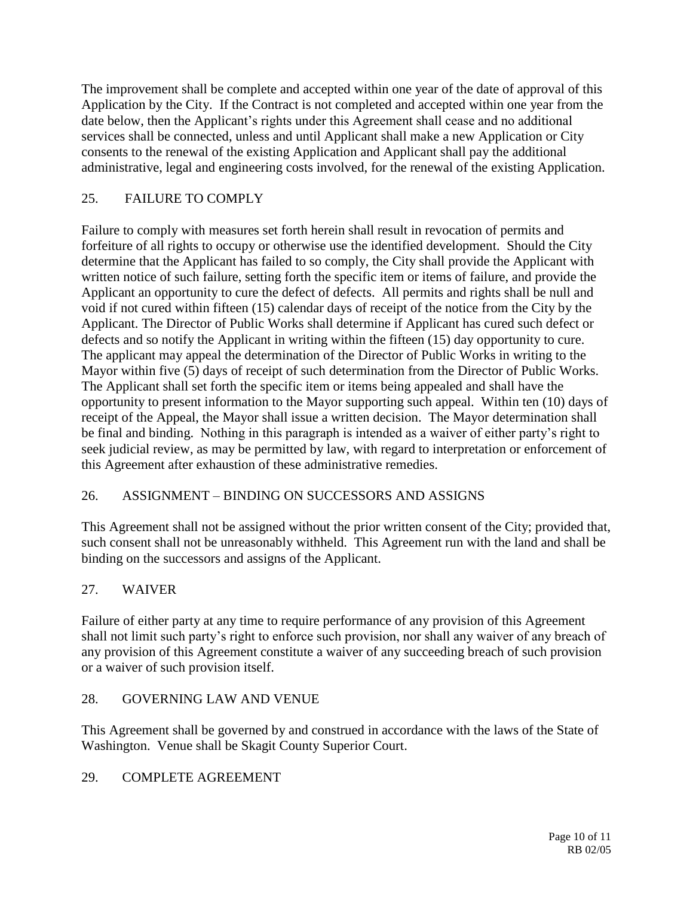The improvement shall be complete and accepted within one year of the date of approval of this Application by the City. If the Contract is not completed and accepted within one year from the date below, then the Applicant's rights under this Agreement shall cease and no additional services shall be connected, unless and until Applicant shall make a new Application or City consents to the renewal of the existing Application and Applicant shall pay the additional administrative, legal and engineering costs involved, for the renewal of the existing Application.

## 25. FAILURE TO COMPLY

Failure to comply with measures set forth herein shall result in revocation of permits and forfeiture of all rights to occupy or otherwise use the identified development. Should the City determine that the Applicant has failed to so comply, the City shall provide the Applicant with written notice of such failure, setting forth the specific item or items of failure, and provide the Applicant an opportunity to cure the defect of defects. All permits and rights shall be null and void if not cured within fifteen (15) calendar days of receipt of the notice from the City by the Applicant. The Director of Public Works shall determine if Applicant has cured such defect or defects and so notify the Applicant in writing within the fifteen (15) day opportunity to cure. The applicant may appeal the determination of the Director of Public Works in writing to the Mayor within five (5) days of receipt of such determination from the Director of Public Works. The Applicant shall set forth the specific item or items being appealed and shall have the opportunity to present information to the Mayor supporting such appeal. Within ten (10) days of receipt of the Appeal, the Mayor shall issue a written decision. The Mayor determination shall be final and binding. Nothing in this paragraph is intended as a waiver of either party's right to seek judicial review, as may be permitted by law, with regard to interpretation or enforcement of this Agreement after exhaustion of these administrative remedies.

## 26. ASSIGNMENT – BINDING ON SUCCESSORS AND ASSIGNS

This Agreement shall not be assigned without the prior written consent of the City; provided that, such consent shall not be unreasonably withheld. This Agreement run with the land and shall be binding on the successors and assigns of the Applicant.

## 27. WAIVER

Failure of either party at any time to require performance of any provision of this Agreement shall not limit such party's right to enforce such provision, nor shall any waiver of any breach of any provision of this Agreement constitute a waiver of any succeeding breach of such provision or a waiver of such provision itself.

## 28. GOVERNING LAW AND VENUE

This Agreement shall be governed by and construed in accordance with the laws of the State of Washington. Venue shall be Skagit County Superior Court.

## 29. COMPLETE AGREEMENT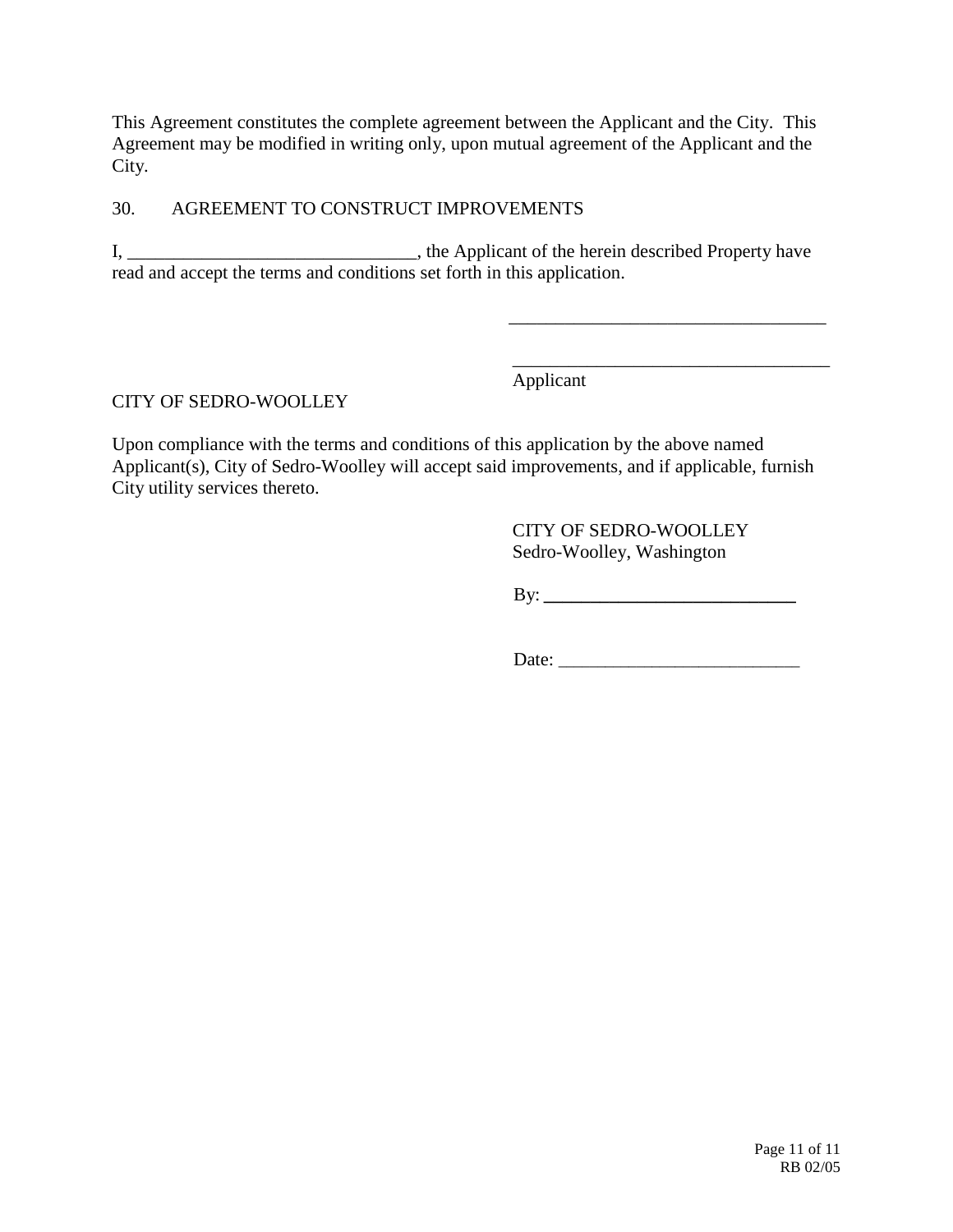This Agreement constitutes the complete agreement between the Applicant and the City. This Agreement may be modified in writing only, upon mutual agreement of the Applicant and the City.

30. AGREEMENT TO CONSTRUCT IMPROVEMENTS

I, _______________________________, the Applicant of the herein described Property have read and accept the terms and conditions set forth in this application.

___________________________________

___________________________________
Applicant

CITY OF SEDRO-WOOLLEY

Upon compliance with the terms and conditions of this application by the above named Applicant(s), City of Sedro-Woolley will accept said improvements, and if applicable, furnish City utility services thereto.

CITY OF SEDRO-WOOLLEY
Sedro-Woolley, Washington

By: ___________________________

Date: __________________________

RB 02/05